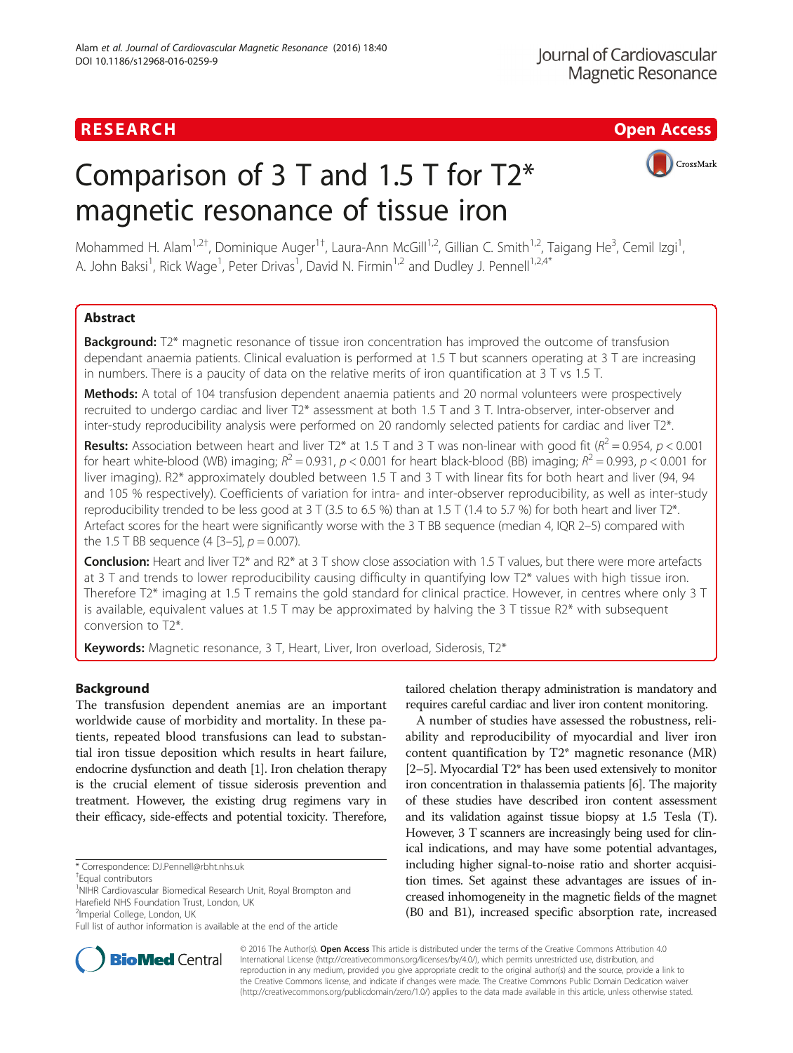RESEARCH Open Access

# Comparison of 3 T and 1.5 T for T2* magnetic resonance of tissue iron

Mohammed H. Alam[1,2†], Dominique Auger[1†], Laura-Ann McGill[1,2], Gillian C. Smith[1,2], Taigang He[3], Cemil Izgi[1], A. John Baksi[1], Rick Wage[1], Peter Drivas[1], David N. Firmin[1,2] and Dudley J. Pennell[1,2,4*]

## Abstract

**Background:** T2* magnetic resonance of tissue iron concentration has improved the outcome of transfusion dependant anaemia patients. Clinical evaluation is performed at 1.5 T but scanners operating at 3 T are increasing in numbers. There is a paucity of data on the relative merits of iron quantification at 3 T vs 1.5 T.

**Methods:** A total of 104 transfusion dependent anaemia patients and 20 normal volunteers were prospectively recruited to undergo cardiac and liver T2* assessment at both 1.5 T and 3 T. Intra-observer, inter-observer and inter-study reproducibility analysis were performed on 20 randomly selected patients for cardiac and liver T2*.

**Results:** Association between heart and liver T2* at 1.5 T and 3 T was non-linear with good fit ($R^2 = 0.954$, $p < 0.001$ for heart white-blood (WB) imaging; $R^2 = 0.931$, $p < 0.001$ for heart black-blood (BB) imaging; $R^2 = 0.993$, $p < 0.001$ for liver imaging). R2* approximately doubled between 1.5 T and 3 T with linear fits for both heart and liver (94, 94 and 105 % respectively). Coefficients of variation for intra- and inter-observer reproducibility, as well as inter-study reproducibility trended to be less good at 3 T (3.5 to 6.5 %) than at 1.5 T (1.4 to 5.7 %) for both heart and liver T2*. Artefact scores for the heart were significantly worse with the 3 T BB sequence (median 4, IQR 2–5) compared with the 1.5 T BB sequence (4 [3–5], $p = 0.007$).

**Conclusion:** Heart and liver T2* and R2* at 3 T show close association with 1.5 T values, but there were more artefacts at 3 T and trends to lower reproducibility causing difficulty in quantifying low T2* values with high tissue iron. Therefore T2* imaging at 1.5 T remains the gold standard for clinical practice. However, in centres where only 3 T is available, equivalent values at 1.5 T may be approximated by halving the 3 T tissue R2* with subsequent conversion to T2*.

**Keywords:** Magnetic resonance, 3 T, Heart, Liver, Iron overload, Siderosis, T2*

## Background

The transfusion dependent anemias are an important worldwide cause of morbidity and mortality. In these patients, repeated blood transfusions can lead to substantial iron tissue deposition which results in heart failure, endocrine dysfunction and death [1]. Iron chelation therapy is the crucial element of tissue siderosis prevention and treatment. However, the existing drug regimens vary in their efficacy, side-effects and potential toxicity. Therefore, tailored chelation therapy administration is mandatory and requires careful cardiac and liver iron content monitoring.

A number of studies have assessed the robustness, reliability and reproducibility of myocardial and liver iron content quantification by T2* magnetic resonance (MR) [2–5]. Myocardial T2* has been used extensively to monitor iron concentration in thalassemia patients [6]. The majority of these studies have described iron content assessment and its validation against tissue biopsy at 1.5 Tesla (T). However, 3 T scanners are increasingly being used for clinical indications, and may have some potential advantages, including higher signal-to-noise ratio and shorter acquisition times. Set against these advantages are issues of increased inhomogeneity in the magnetic fields of the magnet (B0 and B1), increased specific absorption rate, increased

\* Correspondence: DJ.Pennell@rbht.nhs.uk
†Equal contributors
[1]NIHR Cardiovascular Biomedical Research Unit, Royal Brompton and Harefield NHS Foundation Trust, London, UK
[2]Imperial College, London, UK
Full list of author information is available at the end of the article

© 2016 The Author(s). **Open Access** This article is distributed under the terms of the Creative Commons Attribution 4.0 International License (http://creativecommons.org/licenses/by/4.0/), which permits unrestricted use, distribution, and reproduction in any medium, provided you give appropriate credit to the original author(s) and the source, provide a link to the Creative Commons license, and indicate if changes were made. The Creative Commons Public Domain Dedication waiver (http://creativecommons.org/publicdomain/zero/1.0/) applies to the data made available in this article, unless otherwise stated.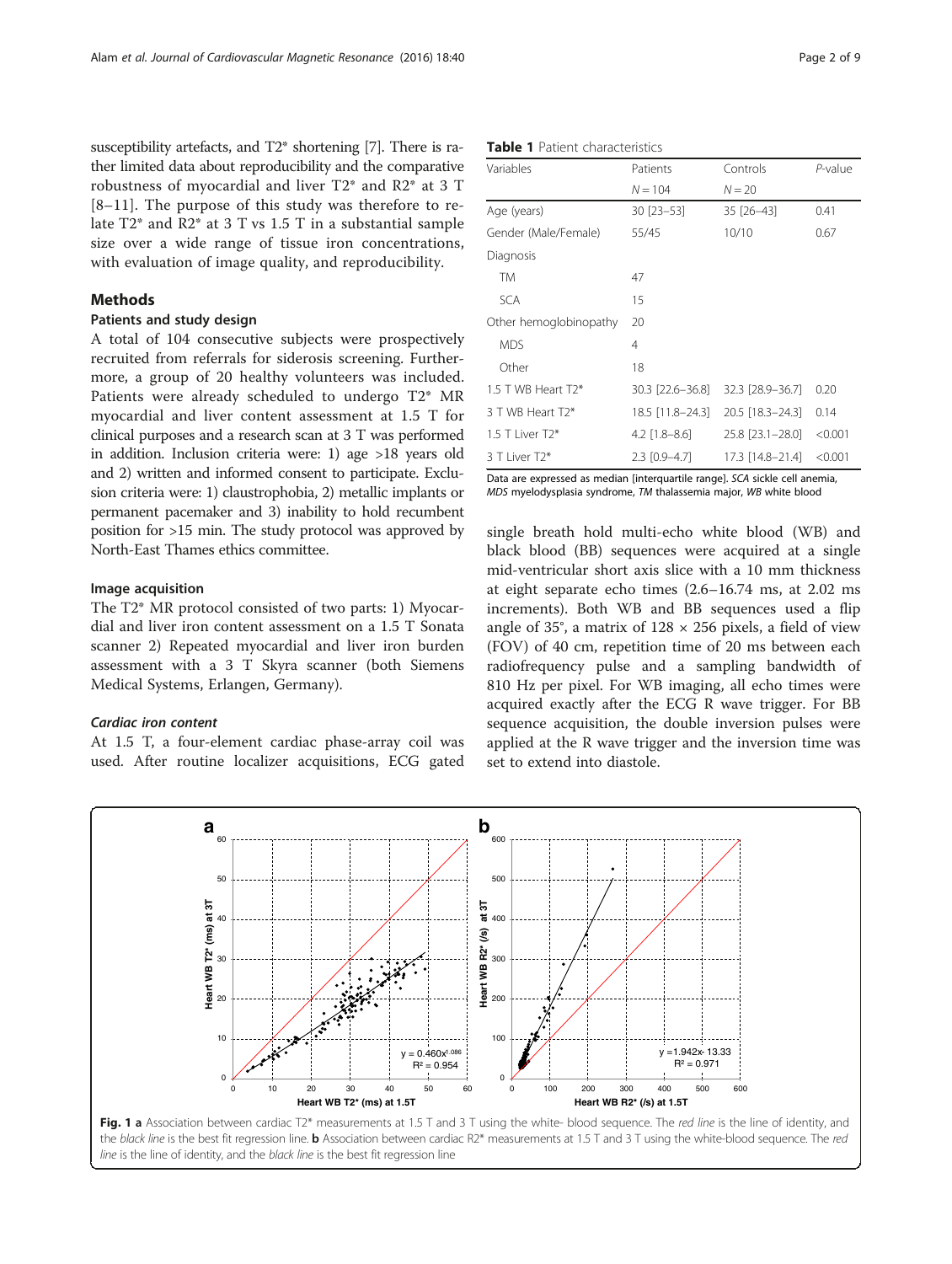susceptibility artefacts, and T2* shortening [7]. There is rather limited data about reproducibility and the comparative robustness of myocardial and liver T2* and R2* at 3 T [8–11]. The purpose of this study was therefore to relate T2* and R2* at 3 T vs 1.5 T in a substantial sample size over a wide range of tissue iron concentrations, with evaluation of image quality, and reproducibility.

## Methods

### Patients and study design

A total of 104 consecutive subjects were prospectively recruited from referrals for siderosis screening. Furthermore, a group of 20 healthy volunteers was included. Patients were already scheduled to undergo T2* MR myocardial and liver content assessment at 1.5 T for clinical purposes and a research scan at 3 T was performed in addition. Inclusion criteria were: 1) age >18 years old and 2) written and informed consent to participate. Exclusion criteria were: 1) claustrophobia, 2) metallic implants or permanent pacemaker and 3) inability to hold recumbent position for >15 min. The study protocol was approved by North-East Thames ethics committee.

### Image acquisition

The T2* MR protocol consisted of two parts: 1) Myocardial and liver iron content assessment on a 1.5 T Sonata scanner 2) Repeated myocardial and liver iron burden assessment with a 3 T Skyra scanner (both Siemens Medical Systems, Erlangen, Germany).

#### *Cardiac iron content*

At 1.5 T, a four-element cardiac phase-array coil was used. After routine localizer acquisitions, ECG gated single breath hold multi-echo white blood (WB) and black blood (BB) sequences were acquired at a single mid-ventricular short axis slice with a 10 mm thickness at eight separate echo times (2.6–16.74 ms, at 2.02 ms increments). Both WB and BB sequences used a flip angle of 35°, a matrix of 128 × 256 pixels, a field of view (FOV) of 40 cm, repetition time of 20 ms between each radiofrequency pulse and a sampling bandwidth of 810 Hz per pixel. For WB imaging, all echo times were acquired exactly after the ECG R wave trigger. For BB sequence acquisition, the double inversion pulses were applied at the R wave trigger and the inversion time was set to extend into diastole.

**Table 1** Patient characteristics

| Variables | Patients $N = 104$ | Controls $N = 20$ | *P*-value |
|---|---|---|---|
| Age (years) | 30 [23–53] | 35 [26–43] | 0.41 |
| Gender (Male/Female) | 55/45 | 10/10 | 0.67 |
| Diagnosis | | | |
| TM | 47 | | |
| SCA | 15 | | |
| Other hemoglobinopathy | 20 | | |
| MDS | 4 | | |
| Other | 18 | | |
| 1.5 T WB Heart T2* | 30.3 [22.6–36.8] | 32.3 [28.9–36.7] | 0.20 |
| 3 T WB Heart T2* | 18.5 [11.8–24.3] | 20.5 [18.3–24.3] | 0.14 |
| 1.5 T Liver T2* | 4.2 [1.8–8.6] | 25.8 [23.1–28.0] | <0.001 |
| 3 T Liver T2* | 2.3 [0.9–4.7] | 17.3 [14.8–21.4] | <0.001 |

Data are expressed as median [interquartile range]. *SCA* sickle cell anemia, *MDS* myelodysplasia syndrome, *TM* thalassemia major, *WB* white blood

**Fig. 1 a** Association between cardiac T2* measurements at 1.5 T and 3 T using the white- blood sequence. The *red line* is the line of identity, and the *black line* is the best fit regression line. **b** Association between cardiac R2* measurements at 1.5 T and 3 T using the white-blood sequence. The *red line* is the line of identity, and the *black line* is the best fit regression line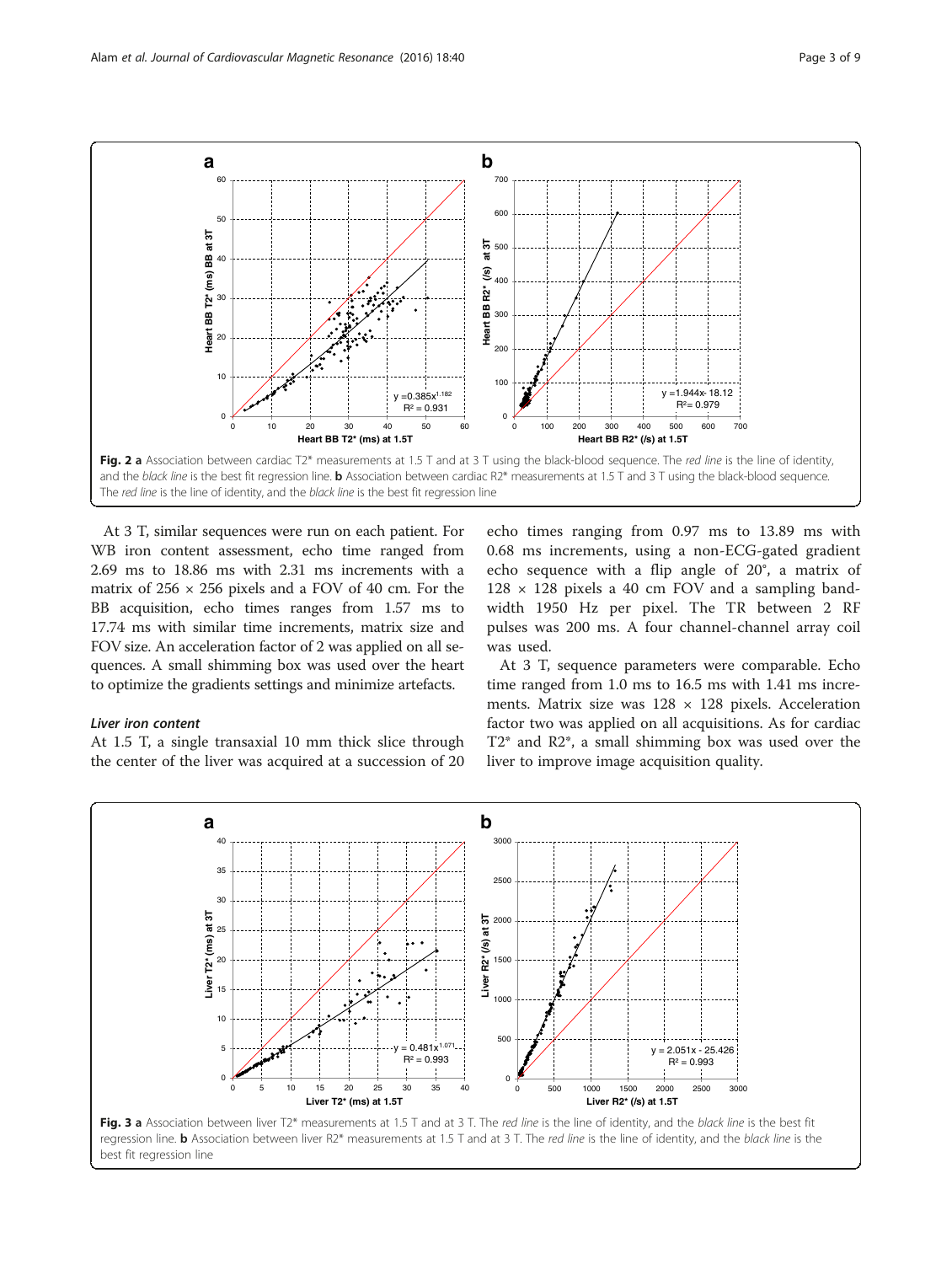**Fig. 2** **a** Association between cardiac T2* measurements at 1.5 T and at 3 T using the black-blood sequence. The *red line* is the line of identity, and the *black line* is the best fit regression line. **b** Association between cardiac R2* measurements at 1.5 T and 3 T using the black-blood sequence. The *red line* is the line of identity, and the *black line* is the best fit regression line

At 3 T, similar sequences were run on each patient. For WB iron content assessment, echo time ranged from 2.69 ms to 18.86 ms with 2.31 ms increments with a matrix of 256 × 256 pixels and a FOV of 40 cm. For the BB acquisition, echo times ranges from 1.57 ms to 17.74 ms with similar time increments, matrix size and FOV size. An acceleration factor of 2 was applied on all sequences. A small shimming box was used over the heart to optimize the gradients settings and minimize artefacts.

### *Liver iron content*

At 1.5 T, a single transaxial 10 mm thick slice through the center of the liver was acquired at a succession of 20 echo times ranging from 0.97 ms to 13.89 ms with 0.68 ms increments, using a non-ECG-gated gradient echo sequence with a flip angle of 20°, a matrix of 128 × 128 pixels a 40 cm FOV and a sampling bandwidth 1950 Hz per pixel. The TR between 2 RF pulses was 200 ms. A four channel-channel array coil was used.

At 3 T, sequence parameters were comparable. Echo time ranged from 1.0 ms to 16.5 ms with 1.41 ms increments. Matrix size was 128 × 128 pixels. Acceleration factor two was applied on all acquisitions. As for cardiac T2* and R2*, a small shimming box was used over the liver to improve image acquisition quality.

**Fig. 3** **a** Association between liver T2* measurements at 1.5 T and at 3 T. The *red line* is the line of identity, and the *black line* is the best fit regression line. **b** Association between liver R2* measurements at 1.5 T and at 3 T. The *red line* is the line of identity, and the *black line* is the best fit regression line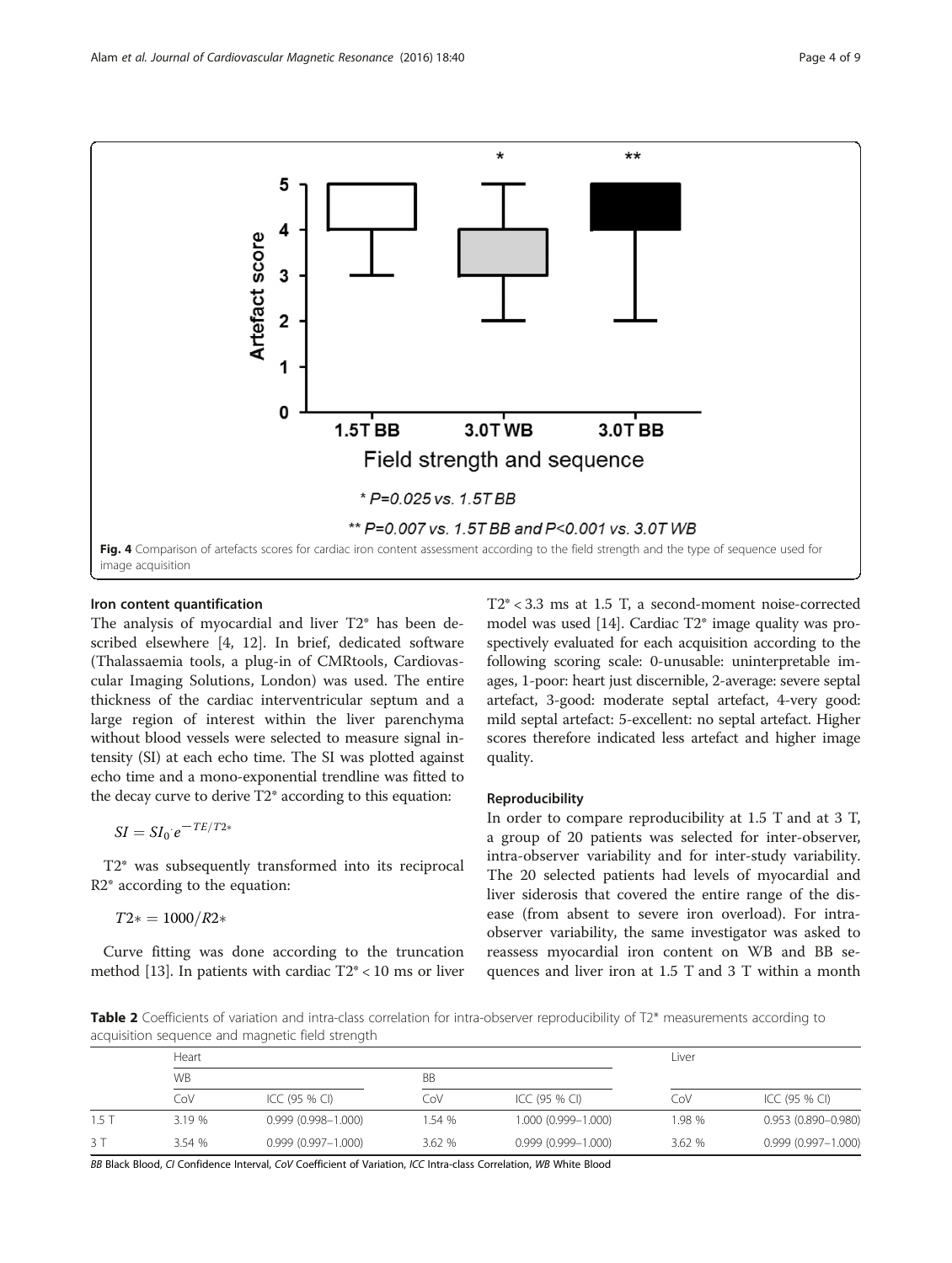Fig. 4 Comparison of artefacts scores for cardiac iron content assessment according to the field strength and the type of sequence used for image acquisition

### Iron content quantification

The analysis of myocardial and liver T2* has been described elsewhere [4, 12]. In brief, dedicated software (Thalassaemia tools, a plug-in of CMRtools, Cardiovascular Imaging Solutions, London) was used. The entire thickness of the cardiac interventricular septum and a large region of interest within the liver parenchyma without blood vessels were selected to measure signal intensity (SI) at each echo time. The SI was plotted against echo time and a mono-exponential trendline was fitted to the decay curve to derive T2* according to this equation:

$$SI = SI_0 \cdot e^{-TE/T2*}$$

T2* was subsequently transformed into its reciprocal R2* according to the equation:

$$T2* = 1000/R2*$$

Curve fitting was done according to the truncation method [13]. In patients with cardiac T2* < 10 ms or liver T2* < 3.3 ms at 1.5 T, a second-moment noise-corrected model was used [14]. Cardiac T2* image quality was prospectively evaluated for each acquisition according to the following scoring scale: 0-unusable: uninterpretable images, 1-poor: heart just discernible, 2-average: severe septal artefact, 3-good: moderate septal artefact, 4-very good: mild septal artefact: 5-excellent: no septal artefact. Higher scores therefore indicated less artefact and higher image quality.

### Reproducibility

In order to compare reproducibility at 1.5 T and at 3 T, a group of 20 patients was selected for inter-observer, intra-observer variability and for inter-study variability. The 20 selected patients had levels of myocardial and liver siderosis that covered the entire range of the disease (from absent to severe iron overload). For intra-observer variability, the same investigator was asked to reassess myocardial iron content on WB and BB sequences and liver iron at 1.5 T and 3 T within a month

**Table 2** Coefficients of variation and intra-class correlation for intra-observer reproducibility of T2* measurements according to acquisition sequence and magnetic field strength

| | Heart | | | | Liver | |
|---|---|---|---|---|---|---|
| | WB | | BB | | | |
| | CoV | ICC (95 % CI) | CoV | ICC (95 % CI) | CoV | ICC (95 % CI) |
| 1.5 T | 3.19 % | 0.999 (0.998–1.000) | 1.54 % | 1.000 (0.999–1.000) | 1.98 % | 0.953 (0.890–0.980) |
| 3 T | 3.54 % | 0.999 (0.997–1.000) | 3.62 % | 0.999 (0.999–1.000) | 3.62 % | 0.999 (0.997–1.000) |

*BB* Black Blood, *CI* Confidence Interval, *CoV* Coefficient of Variation, *ICC* Intra-class Correlation, *WB* White Blood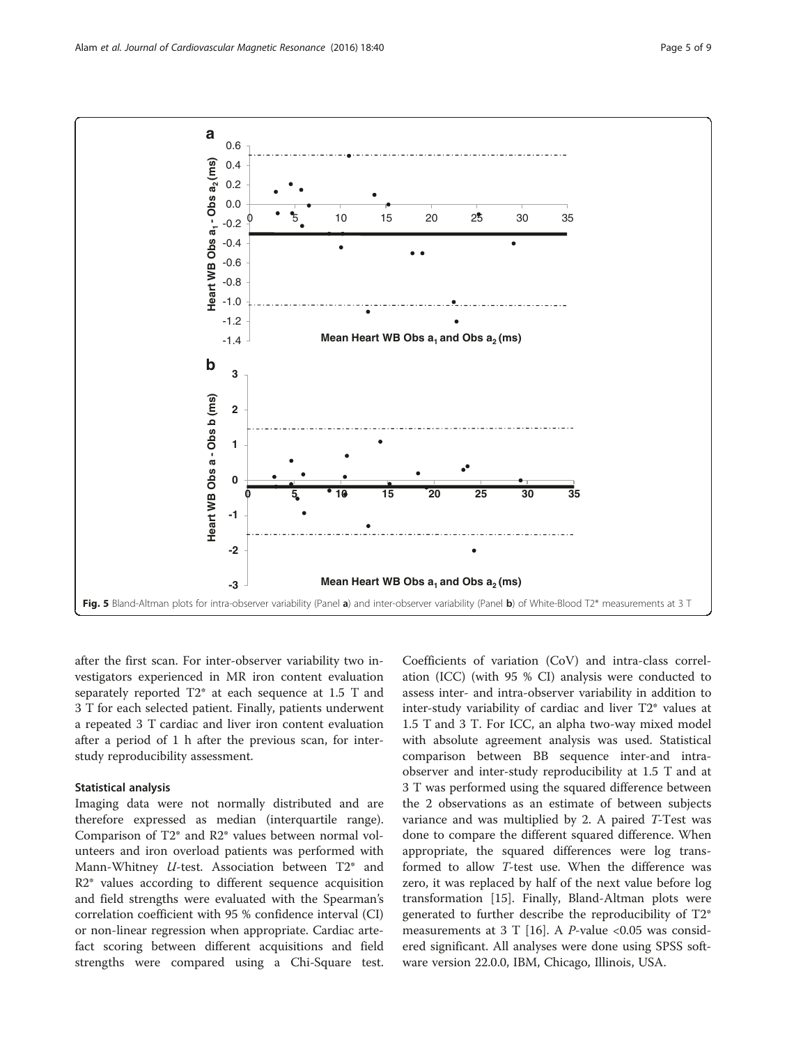**Fig. 5** Bland-Altman plots for intra-observer variability (Panel **a**) and inter-observer variability (Panel **b**) of White-Blood T2* measurements at 3 T

after the first scan. For inter-observer variability two investigators experienced in MR iron content evaluation separately reported T2* at each sequence at 1.5 T and 3 T for each selected patient. Finally, patients underwent a repeated 3 T cardiac and liver iron content evaluation after a period of 1 h after the previous scan, for inter-study reproducibility assessment.

### Statistical analysis

Imaging data were not normally distributed and are therefore expressed as median (interquartile range). Comparison of T2* and R2* values between normal volunteers and iron overload patients was performed with Mann-Whitney *U*-test. Association between T2* and R2* values according to different sequence acquisition and field strengths were evaluated with the Spearman's correlation coefficient with 95 % confidence interval (CI) or non-linear regression when appropriate. Cardiac artefact scoring between different acquisitions and field strengths were compared using a Chi-Square test. Coefficients of variation (CoV) and intra-class correlation (ICC) (with 95 % CI) analysis were conducted to assess inter- and intra-observer variability in addition to inter-study variability of cardiac and liver T2* values at 1.5 T and 3 T. For ICC, an alpha two-way mixed model with absolute agreement analysis was used. Statistical comparison between BB sequence inter-and intra-observer and inter-study reproducibility at 1.5 T and at 3 T was performed using the squared difference between the 2 observations as an estimate of between subjects variance and was multiplied by 2. A paired *T*-Test was done to compare the different squared difference. When appropriate, the squared differences were log transformed to allow *T*-test use. When the difference was zero, it was replaced by half of the next value before log transformation [15]. Finally, Bland-Altman plots were generated to further describe the reproducibility of T2* measurements at 3 T [16]. A *P*-value <0.05 was considered significant. All analyses were done using SPSS software version 22.0.0, IBM, Chicago, Illinois, USA.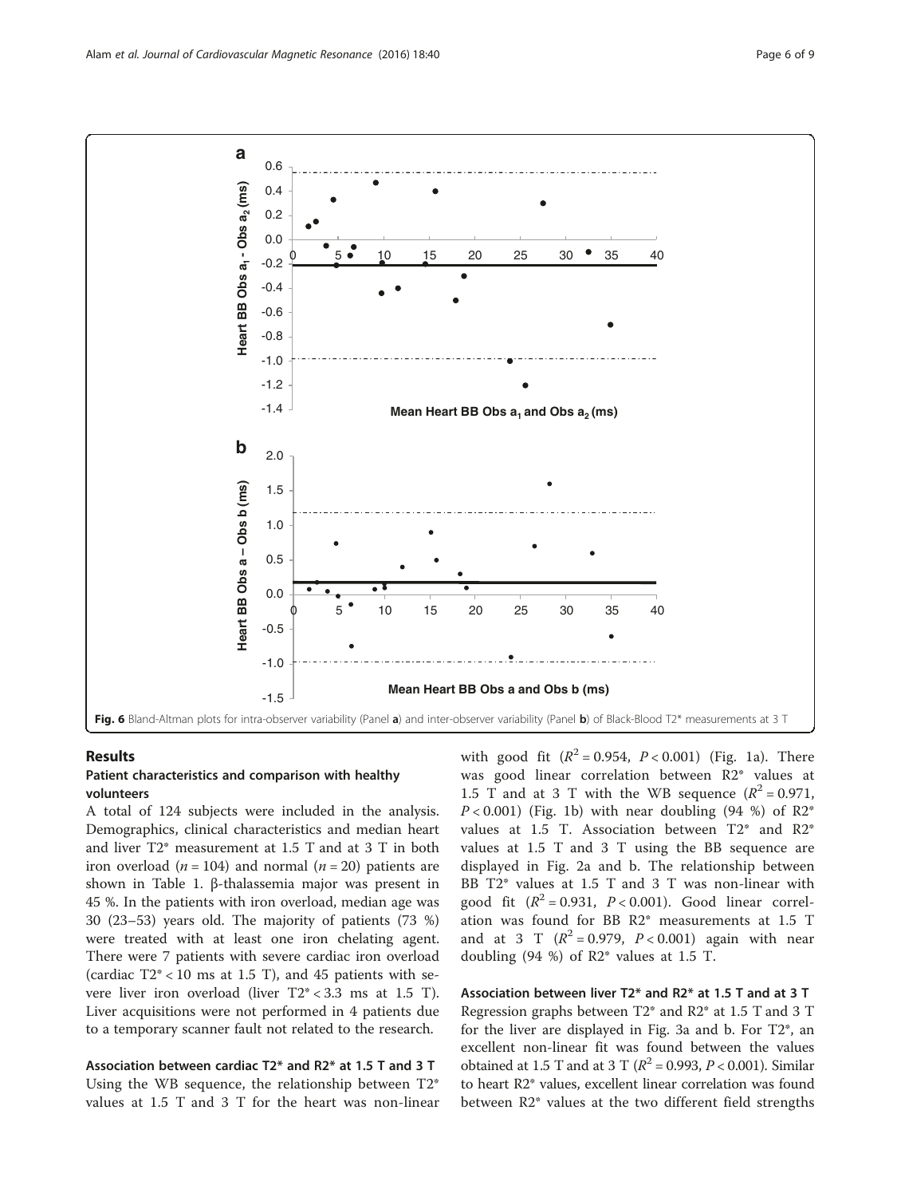Fig. 6 Bland-Altman plots for intra-observer variability (Panel **a**) and inter-observer variability (Panel **b**) of Black-Blood T2* measurements at 3 T

## Results

### Patient characteristics and comparison with healthy volunteers

A total of 124 subjects were included in the analysis. Demographics, clinical characteristics and median heart and liver T2* measurement at 1.5 T and at 3 T in both iron overload ($n = 104$) and normal ($n = 20$) patients are shown in Table 1. β-thalassemia major was present in 45 %. In the patients with iron overload, median age was 30 (23–53) years old. The majority of patients (73 %) were treated with at least one iron chelating agent. There were 7 patients with severe cardiac iron overload (cardiac T2* < 10 ms at 1.5 T), and 45 patients with severe liver iron overload (liver T2* < 3.3 ms at 1.5 T). Liver acquisitions were not performed in 4 patients due to a temporary scanner fault not related to the research.

### Association between cardiac T2* and R2* at 1.5 T and 3 T

Using the WB sequence, the relationship between T2* values at 1.5 T and 3 T for the heart was non-linear with good fit ($R^2 = 0.954$, $P < 0.001$) (Fig. 1a). There was good linear correlation between R2* values at 1.5 T and at 3 T with the WB sequence ($R^2 = 0.971$, $P < 0.001$) (Fig. 1b) with near doubling (94 %) of R2* values at 1.5 T. Association between T2* and R2* values at 1.5 T and 3 T using the BB sequence are displayed in Fig. 2a and b. The relationship between BB T2* values at 1.5 T and 3 T was non-linear with good fit ($R^2 = 0.931$, $P < 0.001$). Good linear correlation was found for BB R2* measurements at 1.5 T and at 3 T ($R^2 = 0.979$, $P < 0.001$) again with near doubling (94 %) of R2* values at 1.5 T.

### Association between liver T2* and R2* at 1.5 T and at 3 T

Regression graphs between T2* and R2* at 1.5 T and 3 T for the liver are displayed in Fig. 3a and b. For T2*, an excellent non-linear fit was found between the values obtained at 1.5 T and at 3 T ($R^2 = 0.993$, $P < 0.001$). Similar to heart R2* values, excellent linear correlation was found between R2* values at the two different field strengths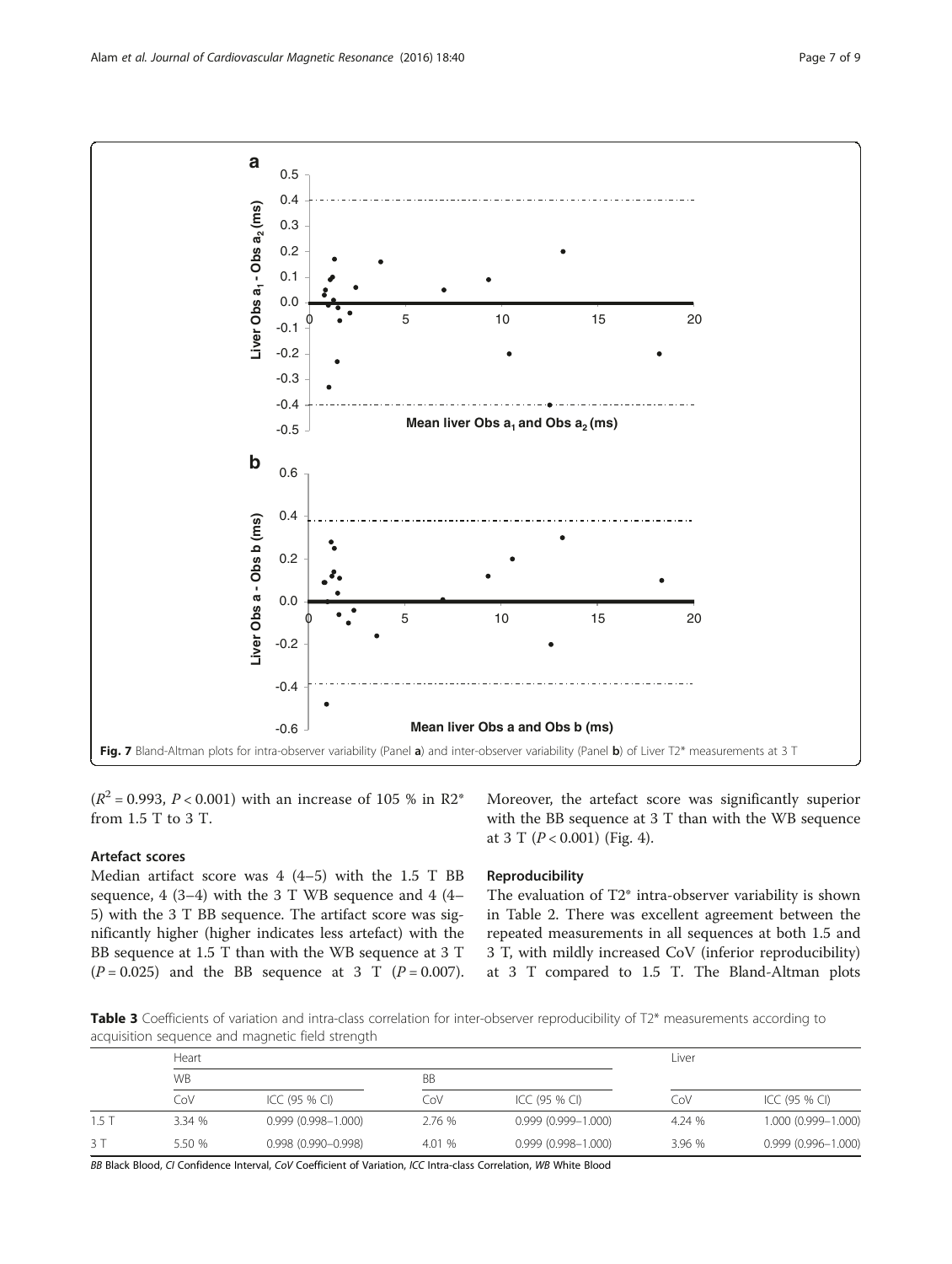Fig. 7 Bland-Altman plots for intra-observer variability (Panel **a**) and inter-observer variability (Panel **b**) of Liver T2* measurements at 3 T

($R^2 = 0.993$, $P < 0.001$) with an increase of 105 % in R2* from 1.5 T to 3 T.

### Artefact scores

Median artifact score was 4 (4–5) with the 1.5 T BB sequence, 4 (3–4) with the 3 T WB sequence and 4 (4–5) with the 3 T BB sequence. The artifact score was significantly higher (higher indicates less artefact) with the BB sequence at 1.5 T than with the WB sequence at 3 T ($P = 0.025$) and the BB sequence at 3 T ($P = 0.007$). Moreover, the artefact score was significantly superior with the BB sequence at 3 T than with the WB sequence at 3 T ($P < 0.001$) (Fig. 4).

### Reproducibility

The evaluation of T2* intra-observer variability is shown in Table 2. There was excellent agreement between the repeated measurements in all sequences at both 1.5 and 3 T, with mildly increased CoV (inferior reproducibility) at 3 T compared to 1.5 T. The Bland-Altman plots

**Table 3** Coefficients of variation and intra-class correlation for inter-observer reproducibility of T2* measurements according to acquisition sequence and magnetic field strength

| | Heart | | | | Liver | |
|---|---|---|---|---|---|---|
| | WB | | BB | | | |
| | CoV | ICC (95 % CI) | CoV | ICC (95 % CI) | CoV | ICC (95 % CI) |
| 1.5 T | 3.34 % | 0.999 (0.998–1.000) | 2.76 % | 0.999 (0.999–1.000) | 4.24 % | 1.000 (0.999–1.000) |
| 3 T | 5.50 % | 0.998 (0.990–0.998) | 4.01 % | 0.999 (0.998–1.000) | 3.96 % | 0.999 (0.996–1.000) |

*BB* Black Blood, *CI* Confidence Interval, *CoV* Coefficient of Variation, *ICC* Intra-class Correlation, *WB* White Blood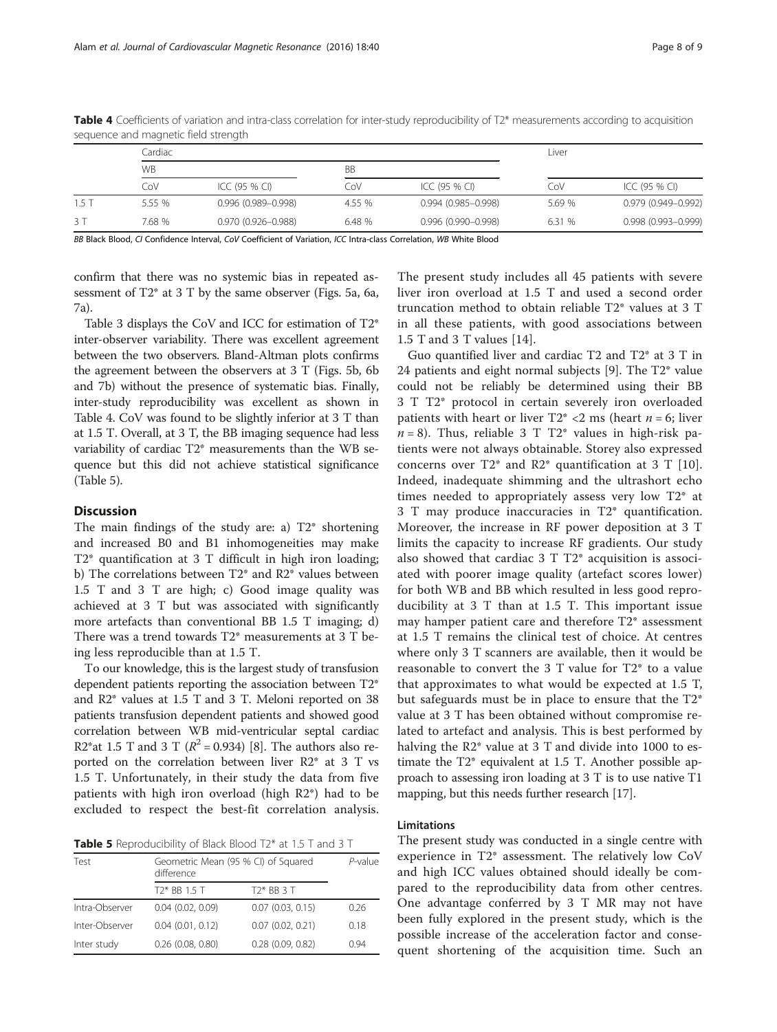**Table 4** Coefficients of variation and intra-class correlation for inter-study reproducibility of T2* measurements according to acquisition sequence and magnetic field strength

| | Cardiac | | | | Liver | |
|---|---|---|---|---|---|---|
| | WB | | BB | | | |
| | CoV | ICC (95 % CI) | CoV | ICC (95 % CI) | CoV | ICC (95 % CI) |
| 1.5 T | 5.55 % | 0.996 (0.989–0.998) | 4.55 % | 0.994 (0.985–0.998) | 5.69 % | 0.979 (0.949–0.992) |
| 3 T | 7.68 % | 0.970 (0.926–0.988) | 6.48 % | 0.996 (0.990–0.998) | 6.31 % | 0.998 (0.993–0.999) |

*BB* Black Blood, *CI* Confidence Interval, *CoV* Coefficient of Variation, *ICC* Intra-class Correlation, *WB* White Blood

confirm that there was no systemic bias in repeated assessment of T2* at 3 T by the same observer (Figs. 5a, 6a, 7a).

Table 3 displays the CoV and ICC for estimation of T2* inter-observer variability. There was excellent agreement between the two observers. Bland-Altman plots confirms the agreement between the observers at 3 T (Figs. 5b, 6b and 7b) without the presence of systematic bias. Finally, inter-study reproducibility was excellent as shown in Table 4. CoV was found to be slightly inferior at 3 T than at 1.5 T. Overall, at 3 T, the BB imaging sequence had less variability of cardiac T2* measurements than the WB sequence but this did not achieve statistical significance (Table 5).

## Discussion

The main findings of the study are: a) T2* shortening and increased B0 and B1 inhomogeneities may make T2* quantification at 3 T difficult in high iron loading; b) The correlations between T2* and R2* values between 1.5 T and 3 T are high; c) Good image quality was achieved at 3 T but was associated with significantly more artefacts than conventional BB 1.5 T imaging; d) There was a trend towards T2* measurements at 3 T being less reproducible than at 1.5 T.

To our knowledge, this is the largest study of transfusion dependent patients reporting the association between T2* and R2* values at 1.5 T and 3 T. Meloni reported on 38 patients transfusion dependent patients and showed good correlation between WB mid-ventricular septal cardiac R2*at 1.5 T and 3 T ($R^2 = 0.934$) [8]. The authors also reported on the correlation between liver R2* at 3 T vs 1.5 T. Unfortunately, in their study the data from five patients with high iron overload (high R2*) had to be excluded to respect the best-fit correlation analysis.

**Table 5** Reproducibility of Black Blood T2* at 1.5 T and 3 T

| Test | Geometric Mean (95 % CI) of Squared difference | | *P*-value |
|---|---|---|---|
| | T2* BB 1.5 T | T2* BB 3 T | |
| Intra-Observer | 0.04 (0.02, 0.09) | 0.07 (0.03, 0.15) | 0.26 |
| Inter-Observer | 0.04 (0.01, 0.12) | 0.07 (0.02, 0.21) | 0.18 |
| Inter study | 0.26 (0.08, 0.80) | 0.28 (0.09, 0.82) | 0.94 |

The present study includes all 45 patients with severe liver iron overload at 1.5 T and used a second order truncation method to obtain reliable T2* values at 3 T in all these patients, with good associations between 1.5 T and 3 T values [14].

Guo quantified liver and cardiac T2 and T2* at 3 T in 24 patients and eight normal subjects [9]. The T2* value could not be reliably be determined using their BB 3 T T2* protocol in certain severely iron overloaded patients with heart or liver T2* <2 ms (heart $n = 6$; liver $n = 8$). Thus, reliable 3 T T2* values in high-risk patients were not always obtainable. Storey also expressed concerns over T2* and R2* quantification at 3 T [10]. Indeed, inadequate shimming and the ultrashort echo times needed to appropriately assess very low T2* at 3 T may produce inaccuracies in T2* quantification. Moreover, the increase in RF power deposition at 3 T limits the capacity to increase RF gradients. Our study also showed that cardiac 3 T T2* acquisition is associated with poorer image quality (artefact scores lower) for both WB and BB which resulted in less good reproducibility at 3 T than at 1.5 T. This important issue may hamper patient care and therefore T2* assessment at 1.5 T remains the clinical test of choice. At centres where only 3 T scanners are available, then it would be reasonable to convert the 3 T value for T2* to a value that approximates to what would be expected at 1.5 T, but safeguards must be in place to ensure that the T2* value at 3 T has been obtained without compromise related to artefact and analysis. This is best performed by halving the R2* value at 3 T and divide into 1000 to estimate the T2* equivalent at 1.5 T. Another possible approach to assessing iron loading at 3 T is to use native T1 mapping, but this needs further research [17].

### Limitations

The present study was conducted in a single centre with experience in T2* assessment. The relatively low CoV and high ICC values obtained should ideally be compared to the reproducibility data from other centres. One advantage conferred by 3 T MR may not have been fully explored in the present study, which is the possible increase of the acceleration factor and consequent shortening of the acquisition time. Such an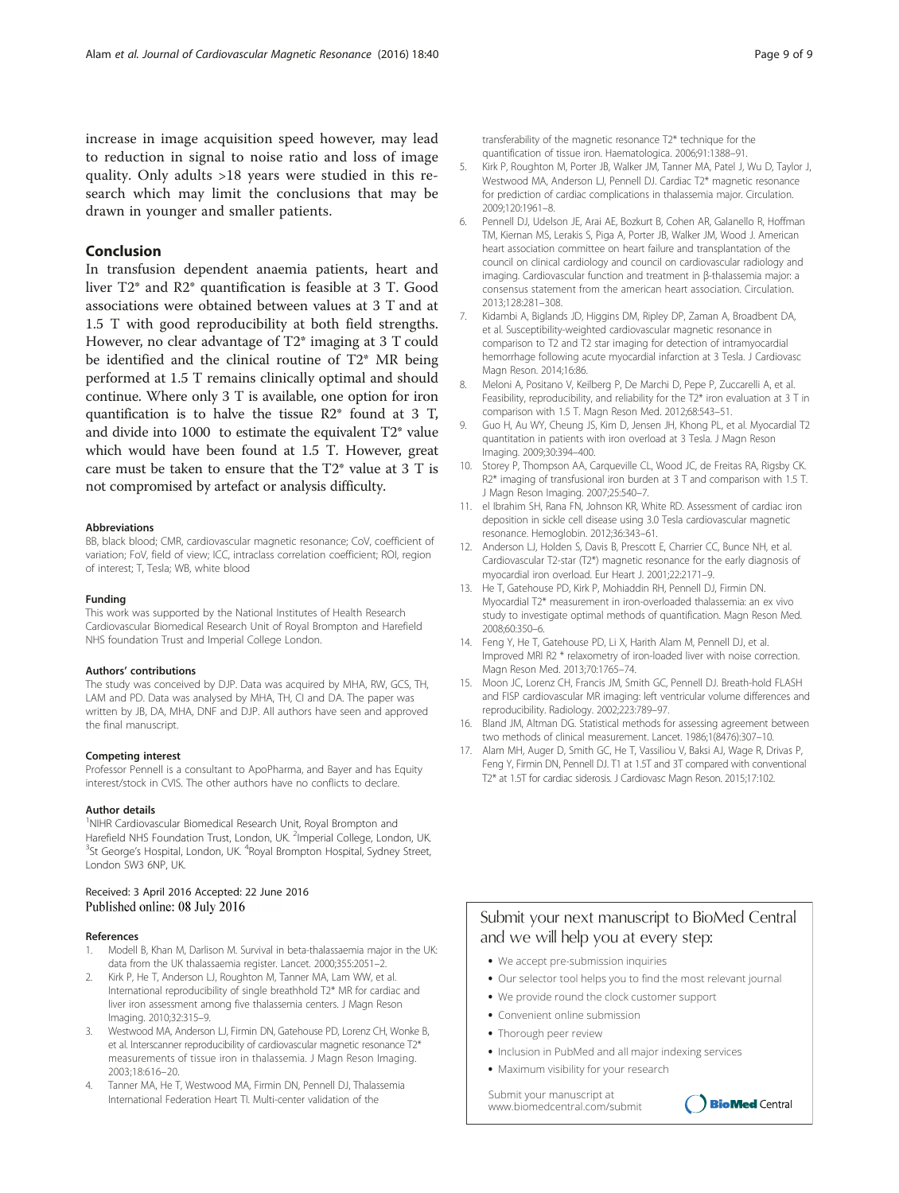increase in image acquisition speed however, may lead to reduction in signal to noise ratio and loss of image quality. Only adults >18 years were studied in this research which may limit the conclusions that may be drawn in younger and smaller patients.

## Conclusion

In transfusion dependent anaemia patients, heart and liver T2* and R2* quantification is feasible at 3 T. Good associations were obtained between values at 3 T and at 1.5 T with good reproducibility at both field strengths. However, no clear advantage of T2* imaging at 3 T could be identified and the clinical routine of T2* MR being performed at 1.5 T remains clinically optimal and should continue. Where only 3 T is available, one option for iron quantification is to halve the tissue R2* found at 3 T, and divide into 1000 to estimate the equivalent T2* value which would have been found at 1.5 T. However, great care must be taken to ensure that the T2* value at 3 T is not compromised by artefact or analysis difficulty.

#### Abbreviations

BB, black blood; CMR, cardiovascular magnetic resonance; CoV, coefficient of variation; FoV, field of view; ICC, intraclass correlation coefficient; ROI, region of interest; T, Tesla; WB, white blood

#### Funding

This work was supported by the National Institutes of Health Research Cardiovascular Biomedical Research Unit of Royal Brompton and Harefield NHS foundation Trust and Imperial College London.

#### Authors' contributions

The study was conceived by DJP. Data was acquired by MHA, RW, GCS, TH, LAM and PD. Data was analysed by MHA, TH, CI and DA. The paper was written by JB, DA, MHA, DNF and DJP. All authors have seen and approved the final manuscript.

#### Competing interest

Professor Pennell is a consultant to ApoPharma, and Bayer and has Equity interest/stock in CVIS. The other authors have no conflicts to declare.

#### Author details

[1]NIHR Cardiovascular Biomedical Research Unit, Royal Brompton and Harefield NHS Foundation Trust, London, UK. [2]Imperial College, London, UK. [3]St George's Hospital, London, UK. [4]Royal Brompton Hospital, Sydney Street, London SW3 6NP, UK.

Received: 3 April 2016 Accepted: 22 June 2016
Published online: 08 July 2016

#### References

1. Modell B, Khan M, Darlison M. Survival in beta-thalassaemia major in the UK: data from the UK thalassaemia register. Lancet. 2000;355:2051–2.
2. Kirk P, He T, Anderson LJ, Roughton M, Tanner MA, Lam WW, et al. International reproducibility of single breathhold T2* MR for cardiac and liver iron assessment among five thalassemia centers. J Magn Reson Imaging. 2010;32:315–9.
3. Westwood MA, Anderson LJ, Firmin DN, Gatehouse PD, Lorenz CH, Wonke B, et al. Interscanner reproducibility of cardiovascular magnetic resonance T2* measurements of tissue iron in thalassemia. J Magn Reson Imaging. 2003;18:616–20.
4. Tanner MA, He T, Westwood MA, Firmin DN, Pennell DJ, Thalassemia International Federation Heart TI. Multi-center validation of the transferability of the magnetic resonance T2* technique for the quantification of tissue iron. Haematologica. 2006;91:1388–91.
5. Kirk P, Roughton M, Porter JB, Walker JM, Tanner MA, Patel J, Wu D, Taylor J, Westwood MA, Anderson LJ, Pennell DJ. Cardiac T2* magnetic resonance for prediction of cardiac complications in thalassemia major. Circulation. 2009;120:1961–8.
6. Pennell DJ, Udelson JE, Arai AE, Bozkurt B, Cohen AR, Galanello R, Hoffman TM, Kiernan MS, Lerakis S, Piga A, Porter JB, Walker JM, Wood J. American heart association committee on heart failure and transplantation of the council on clinical cardiology and council on cardiovascular radiology and imaging. Cardiovascular function and treatment in β-thalassemia major: a consensus statement from the american heart association. Circulation. 2013;128:281–308.
7. Kidambi A, Biglands JD, Higgins DM, Ripley DP, Zaman A, Broadbent DA, et al. Susceptibility-weighted cardiovascular magnetic resonance in comparison to T2 and T2 star imaging for detection of intramyocardial hemorrhage following acute myocardial infarction at 3 Tesla. J Cardiovasc Magn Reson. 2014;16:86.
8. Meloni A, Positano V, Keilberg P, De Marchi D, Pepe P, Zuccarelli A, et al. Feasibility, reproducibility, and reliability for the T2* iron evaluation at 3 T in comparison with 1.5 T. Magn Reson Med. 2012;68:543–51.
9. Guo H, Au WY, Cheung JS, Kim D, Jensen JH, Khong PL, et al. Myocardial T2 quantitation in patients with iron overload at 3 Tesla. J Magn Reson Imaging. 2009;30:394–400.
10. Storey P, Thompson AA, Carqueville CL, Wood JC, de Freitas RA, Rigsby CK. R2* imaging of transfusional iron burden at 3 T and comparison with 1.5 T. J Magn Reson Imaging. 2007;25:540–7.
11. el Ibrahim SH, Rana FN, Johnson KR, White RD. Assessment of cardiac iron deposition in sickle cell disease using 3.0 Tesla cardiovascular magnetic resonance. Hemoglobin. 2012;36:343–61.
12. Anderson LJ, Holden S, Davis B, Prescott E, Charrier CC, Bunce NH, et al. Cardiovascular T2-star (T2*) magnetic resonance for the early diagnosis of myocardial iron overload. Eur Heart J. 2001;22:2171–9.
13. He T, Gatehouse PD, Kirk P, Mohiaddin RH, Pennell DJ, Firmin DN. Myocardial T2* measurement in iron-overloaded thalassemia: an ex vivo study to investigate optimal methods of quantification. Magn Reson Med. 2008;60:350–6.
14. Feng Y, He T, Gatehouse PD, Li X, Harith Alam M, Pennell DJ, et al. Improved MRI R2 * relaxometry of iron-loaded liver with noise correction. Magn Reson Med. 2013;70:1765–74.
15. Moon JC, Lorenz CH, Francis JM, Smith GC, Pennell DJ. Breath-hold FLASH and FISP cardiovascular MR imaging: left ventricular volume differences and reproducibility. Radiology. 2002;223:789–97.
16. Bland JM, Altman DG. Statistical methods for assessing agreement between two methods of clinical measurement. Lancet. 1986;1(8476):307–10.
17. Alam MH, Auger D, Smith GC, He T, Vassiliou V, Baksi AJ, Wage R, Drivas P, Feng Y, Firmin DN, Pennell DJ. T1 at 1.5T and 3T compared with conventional T2* at 1.5T for cardiac siderosis. J Cardiovasc Magn Reson. 2015;17:102.

Submit your next manuscript to BioMed Central and we will help you at every step:

- We accept pre-submission inquiries
- Our selector tool helps you to find the most relevant journal
- We provide round the clock customer support
- Convenient online submission
- Thorough peer review
- Inclusion in PubMed and all major indexing services
- Maximum visibility for your research

Submit your manuscript at
www.biomedcentral.com/submit

BioMed Central